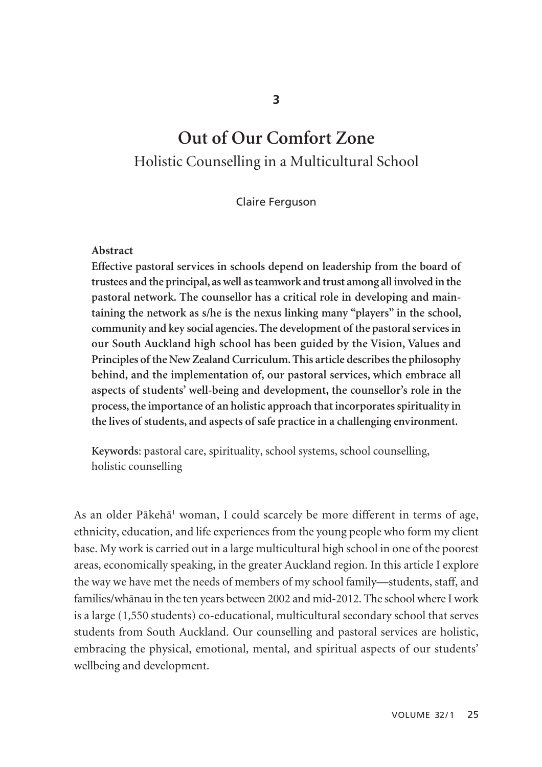3

# Out of Our Comfort Zone

## Holistic Counselling in a Multicultural School

Claire Ferguson

**Abstract**

**Effective pastoral services in schools depend on leadership from the board of trustees and the principal, as well as teamwork and trust among all involved in the pastoral network. The counsellor has a critical role in developing and maintaining the network as s/he is the nexus linking many "players" in the school, community and key social agencies. The development of the pastoral services in our South Auckland high school has been guided by the Vision, Values and Principles of the New Zealand Curriculum. This article describes the philosophy behind, and the implementation of, our pastoral services, which embrace all aspects of students' well-being and development, the counsellor's role in the process, the importance of an holistic approach that incorporates spirituality in the lives of students, and aspects of safe practice in a challenging environment.**

**Keywords**: pastoral care, spirituality, school systems, school counselling, holistic counselling

As an older Pākehā[1] woman, I could scarcely be more different in terms of age, ethnicity, education, and life experiences from the young people who form my client base. My work is carried out in a large multicultural high school in one of the poorest areas, economically speaking, in the greater Auckland region. In this article I explore the way we have met the needs of members of my school family—students, staff, and families/whānau in the ten years between 2002 and mid-2012. The school where I work is a large (1,550 students) co-educational, multicultural secondary school that serves students from South Auckland. Our counselling and pastoral services are holistic, embracing the physical, emotional, mental, and spiritual aspects of our students' wellbeing and development.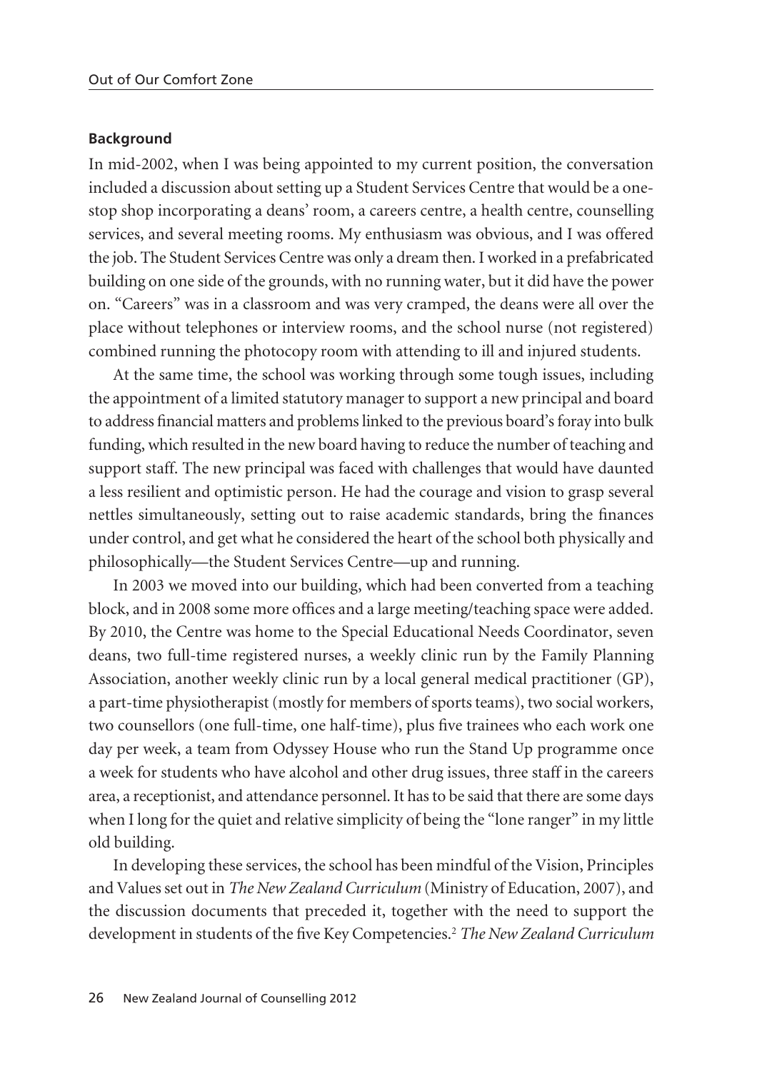**Background**

In mid-2002, when I was being appointed to my current position, the conversation included a discussion about setting up a Student Services Centre that would be a one-stop shop incorporating a deans' room, a careers centre, a health centre, counselling services, and several meeting rooms. My enthusiasm was obvious, and I was offered the job. The Student Services Centre was only a dream then. I worked in a prefabricated building on one side of the grounds, with no running water, but it did have the power on. "Careers" was in a classroom and was very cramped, the deans were all over the place without telephones or interview rooms, and the school nurse (not registered) combined running the photocopy room with attending to ill and injured students.

At the same time, the school was working through some tough issues, including the appointment of a limited statutory manager to support a new principal and board to address financial matters and problems linked to the previous board's foray into bulk funding, which resulted in the new board having to reduce the number of teaching and support staff. The new principal was faced with challenges that would have daunted a less resilient and optimistic person. He had the courage and vision to grasp several nettles simultaneously, setting out to raise academic standards, bring the finances under control, and get what he considered the heart of the school both physically and philosophically—the Student Services Centre—up and running.

In 2003 we moved into our building, which had been converted from a teaching block, and in 2008 some more offices and a large meeting/teaching space were added. By 2010, the Centre was home to the Special Educational Needs Coordinator, seven deans, two full-time registered nurses, a weekly clinic run by the Family Planning Association, another weekly clinic run by a local general medical practitioner (GP), a part-time physiotherapist (mostly for members of sports teams), two social workers, two counsellors (one full-time, one half-time), plus five trainees who each work one day per week, a team from Odyssey House who run the Stand Up programme once a week for students who have alcohol and other drug issues, three staff in the careers area, a receptionist, and attendance personnel. It has to be said that there are some days when I long for the quiet and relative simplicity of being the "lone ranger" in my little old building.

In developing these services, the school has been mindful of the Vision, Principles and Values set out in *The New Zealand Curriculum* (Ministry of Education, 2007), and the discussion documents that preceded it, together with the need to support the development in students of the five Key Competencies.[2] *The New Zealand Curriculum*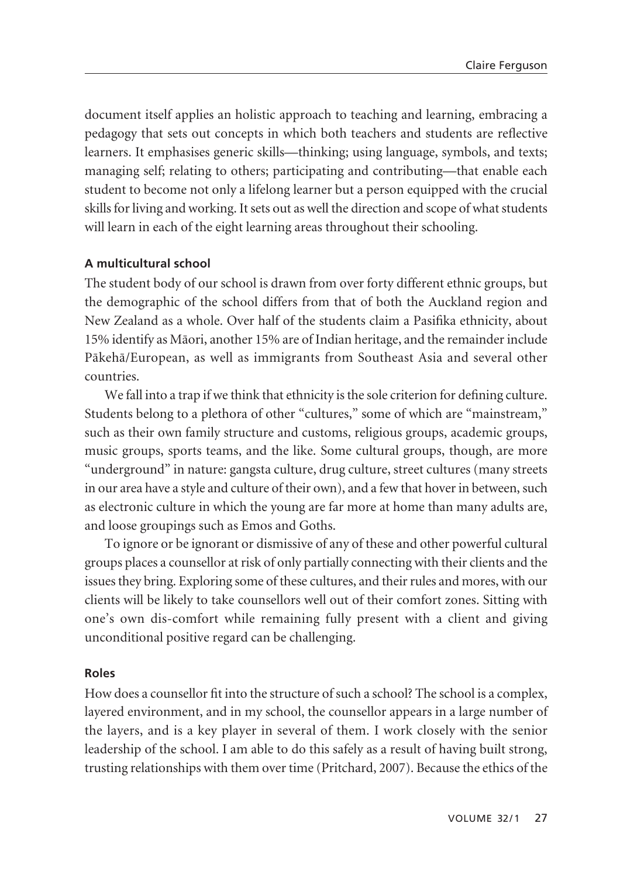document itself applies an holistic approach to teaching and learning, embracing a pedagogy that sets out concepts in which both teachers and students are reflective learners. It emphasises generic skills—thinking; using language, symbols, and texts; managing self; relating to others; participating and contributing—that enable each student to become not only a lifelong learner but a person equipped with the crucial skills for living and working. It sets out as well the direction and scope of what students will learn in each of the eight learning areas throughout their schooling.

### A multicultural school

The student body of our school is drawn from over forty different ethnic groups, but the demographic of the school differs from that of both the Auckland region and New Zealand as a whole. Over half of the students claim a Pasifika ethnicity, about 15% identify as Māori, another 15% are of Indian heritage, and the remainder include Pākehā/European, as well as immigrants from Southeast Asia and several other countries.

We fall into a trap if we think that ethnicity is the sole criterion for defining culture. Students belong to a plethora of other "cultures," some of which are "mainstream," such as their own family structure and customs, religious groups, academic groups, music groups, sports teams, and the like. Some cultural groups, though, are more "underground" in nature: gangsta culture, drug culture, street cultures (many streets in our area have a style and culture of their own), and a few that hover in between, such as electronic culture in which the young are far more at home than many adults are, and loose groupings such as Emos and Goths.

To ignore or be ignorant or dismissive of any of these and other powerful cultural groups places a counsellor at risk of only partially connecting with their clients and the issues they bring. Exploring some of these cultures, and their rules and mores, with our clients will be likely to take counsellors well out of their comfort zones. Sitting with one's own dis-comfort while remaining fully present with a client and giving unconditional positive regard can be challenging.

### Roles

How does a counsellor fit into the structure of such a school? The school is a complex, layered environment, and in my school, the counsellor appears in a large number of the layers, and is a key player in several of them. I work closely with the senior leadership of the school. I am able to do this safely as a result of having built strong, trusting relationships with them over time (Pritchard, 2007). Because the ethics of the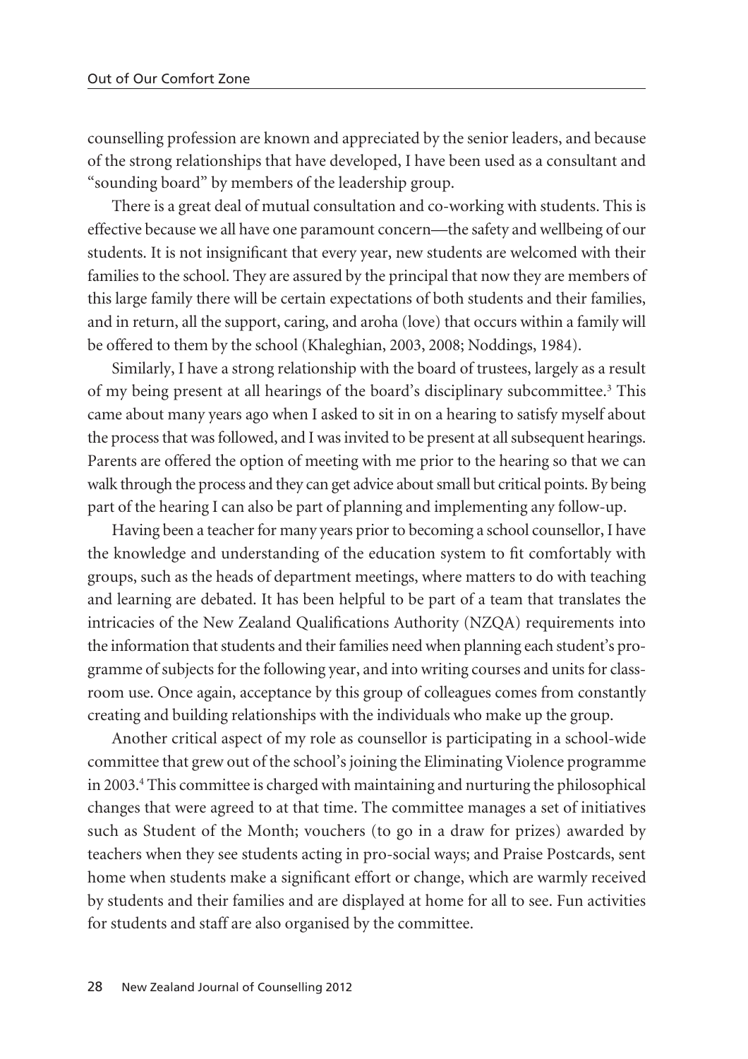counselling profession are known and appreciated by the senior leaders, and because of the strong relationships that have developed, I have been used as a consultant and "sounding board" by members of the leadership group.

There is a great deal of mutual consultation and co-working with students. This is effective because we all have one paramount concern—the safety and wellbeing of our students. It is not insignificant that every year, new students are welcomed with their families to the school. They are assured by the principal that now they are members of this large family there will be certain expectations of both students and their families, and in return, all the support, caring, and aroha (love) that occurs within a family will be offered to them by the school (Khaleghian, 2003, 2008; Noddings, 1984).

Similarly, I have a strong relationship with the board of trustees, largely as a result of my being present at all hearings of the board's disciplinary subcommittee.[3] This came about many years ago when I asked to sit in on a hearing to satisfy myself about the process that was followed, and I was invited to be present at all subsequent hearings. Parents are offered the option of meeting with me prior to the hearing so that we can walk through the process and they can get advice about small but critical points. By being part of the hearing I can also be part of planning and implementing any follow-up.

Having been a teacher for many years prior to becoming a school counsellor, I have the knowledge and understanding of the education system to fit comfortably with groups, such as the heads of department meetings, where matters to do with teaching and learning are debated. It has been helpful to be part of a team that translates the intricacies of the New Zealand Qualifications Authority (NZQA) requirements into the information that students and their families need when planning each student's programme of subjects for the following year, and into writing courses and units for classroom use. Once again, acceptance by this group of colleagues comes from constantly creating and building relationships with the individuals who make up the group.

Another critical aspect of my role as counsellor is participating in a school-wide committee that grew out of the school's joining the Eliminating Violence programme in 2003.[4] This committee is charged with maintaining and nurturing the philosophical changes that were agreed to at that time. The committee manages a set of initiatives such as Student of the Month; vouchers (to go in a draw for prizes) awarded by teachers when they see students acting in pro-social ways; and Praise Postcards, sent home when students make a significant effort or change, which are warmly received by students and their families and are displayed at home for all to see. Fun activities for students and staff are also organised by the committee.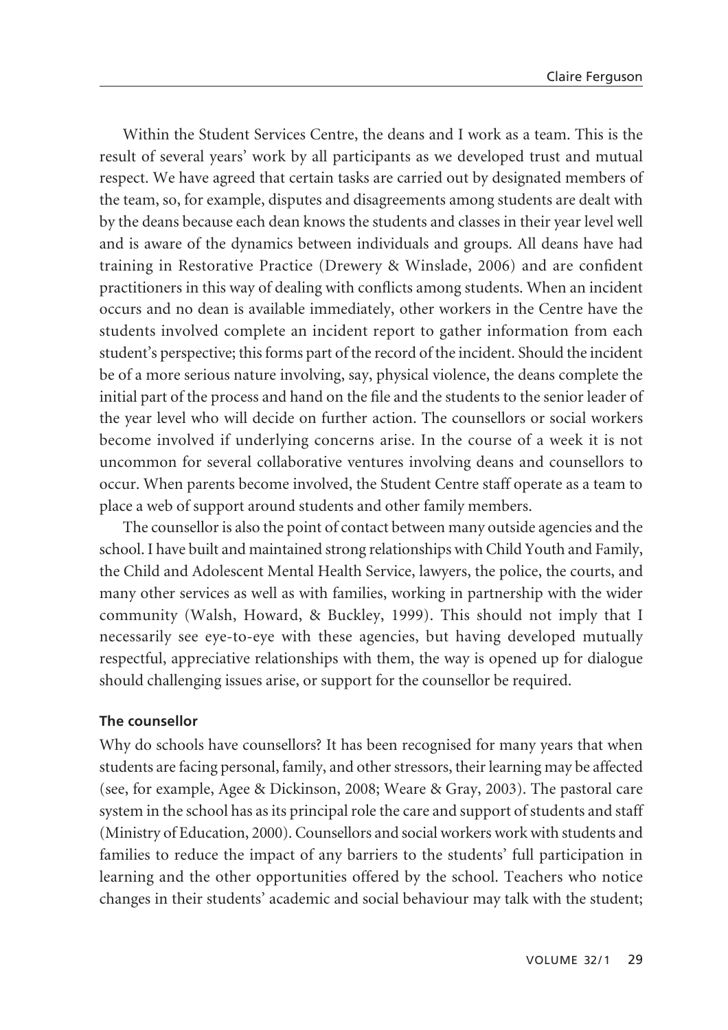Within the Student Services Centre, the deans and I work as a team. This is the result of several years' work by all participants as we developed trust and mutual respect. We have agreed that certain tasks are carried out by designated members of the team, so, for example, disputes and disagreements among students are dealt with by the deans because each dean knows the students and classes in their year level well and is aware of the dynamics between individuals and groups. All deans have had training in Restorative Practice (Drewery & Winslade, 2006) and are confident practitioners in this way of dealing with conflicts among students. When an incident occurs and no dean is available immediately, other workers in the Centre have the students involved complete an incident report to gather information from each student's perspective; this forms part of the record of the incident. Should the incident be of a more serious nature involving, say, physical violence, the deans complete the initial part of the process and hand on the file and the students to the senior leader of the year level who will decide on further action. The counsellors or social workers become involved if underlying concerns arise. In the course of a week it is not uncommon for several collaborative ventures involving deans and counsellors to occur. When parents become involved, the Student Centre staff operate as a team to place a web of support around students and other family members.

The counsellor is also the point of contact between many outside agencies and the school. I have built and maintained strong relationships with Child Youth and Family, the Child and Adolescent Mental Health Service, lawyers, the police, the courts, and many other services as well as with families, working in partnership with the wider community (Walsh, Howard, & Buckley, 1999). This should not imply that I necessarily see eye-to-eye with these agencies, but having developed mutually respectful, appreciative relationships with them, the way is opened up for dialogue should challenging issues arise, or support for the counsellor be required.

#### The counsellor

Why do schools have counsellors? It has been recognised for many years that when students are facing personal, family, and other stressors, their learning may be affected (see, for example, Agee & Dickinson, 2008; Weare & Gray, 2003). The pastoral care system in the school has as its principal role the care and support of students and staff (Ministry of Education, 2000). Counsellors and social workers work with students and families to reduce the impact of any barriers to the students' full participation in learning and the other opportunities offered by the school. Teachers who notice changes in their students' academic and social behaviour may talk with the student;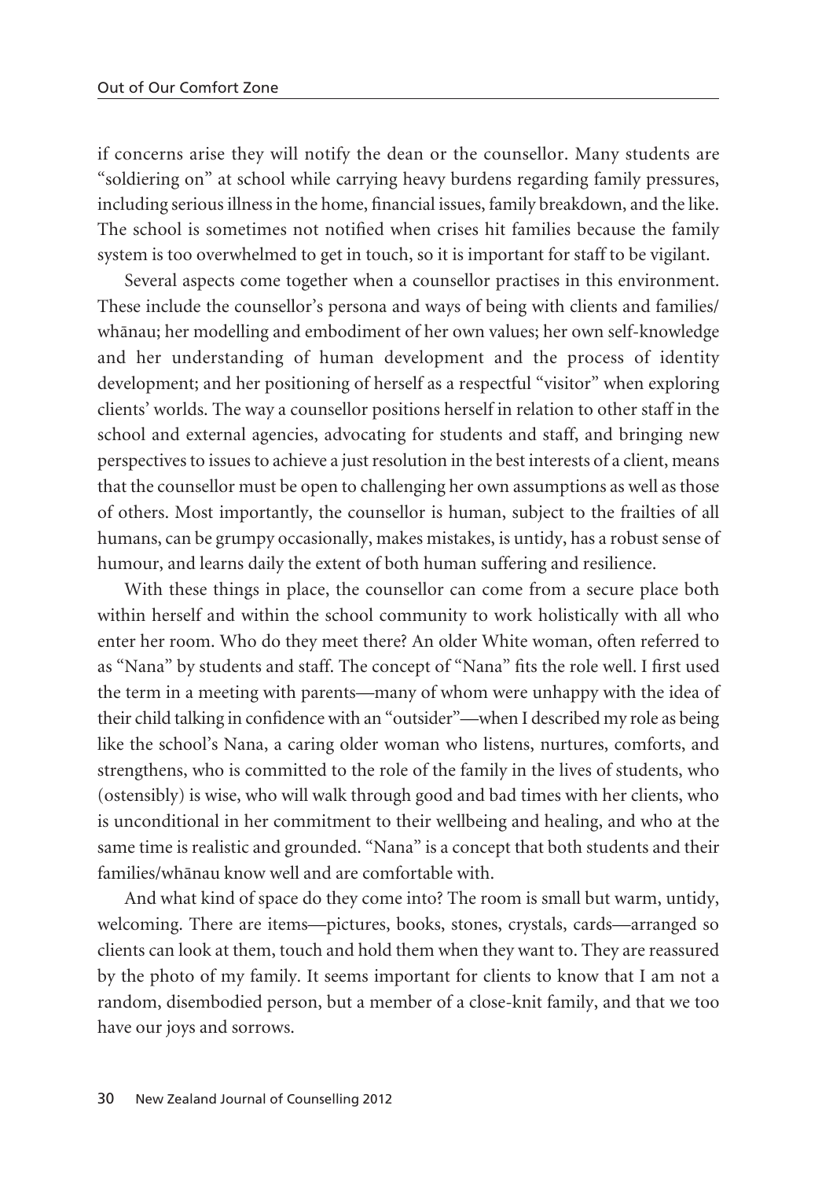if concerns arise they will notify the dean or the counsellor. Many students are "soldiering on" at school while carrying heavy burdens regarding family pressures, including serious illness in the home, financial issues, family breakdown, and the like. The school is sometimes not notified when crises hit families because the family system is too overwhelmed to get in touch, so it is important for staff to be vigilant.

Several aspects come together when a counsellor practises in this environment. These include the counsellor's persona and ways of being with clients and families/whānau; her modelling and embodiment of her own values; her own self-knowledge and her understanding of human development and the process of identity development; and her positioning of herself as a respectful "visitor" when exploring clients' worlds. The way a counsellor positions herself in relation to other staff in the school and external agencies, advocating for students and staff, and bringing new perspectives to issues to achieve a just resolution in the best interests of a client, means that the counsellor must be open to challenging her own assumptions as well as those of others. Most importantly, the counsellor is human, subject to the frailties of all humans, can be grumpy occasionally, makes mistakes, is untidy, has a robust sense of humour, and learns daily the extent of both human suffering and resilience.

With these things in place, the counsellor can come from a secure place both within herself and within the school community to work holistically with all who enter her room. Who do they meet there? An older White woman, often referred to as "Nana" by students and staff. The concept of "Nana" fits the role well. I first used the term in a meeting with parents—many of whom were unhappy with the idea of their child talking in confidence with an "outsider"—when I described my role as being like the school's Nana, a caring older woman who listens, nurtures, comforts, and strengthens, who is committed to the role of the family in the lives of students, who (ostensibly) is wise, who will walk through good and bad times with her clients, who is unconditional in her commitment to their wellbeing and healing, and who at the same time is realistic and grounded. "Nana" is a concept that both students and their families/whānau know well and are comfortable with.

And what kind of space do they come into? The room is small but warm, untidy, welcoming. There are items—pictures, books, stones, crystals, cards—arranged so clients can look at them, touch and hold them when they want to. They are reassured by the photo of my family. It seems important for clients to know that I am not a random, disembodied person, but a member of a close-knit family, and that we too have our joys and sorrows.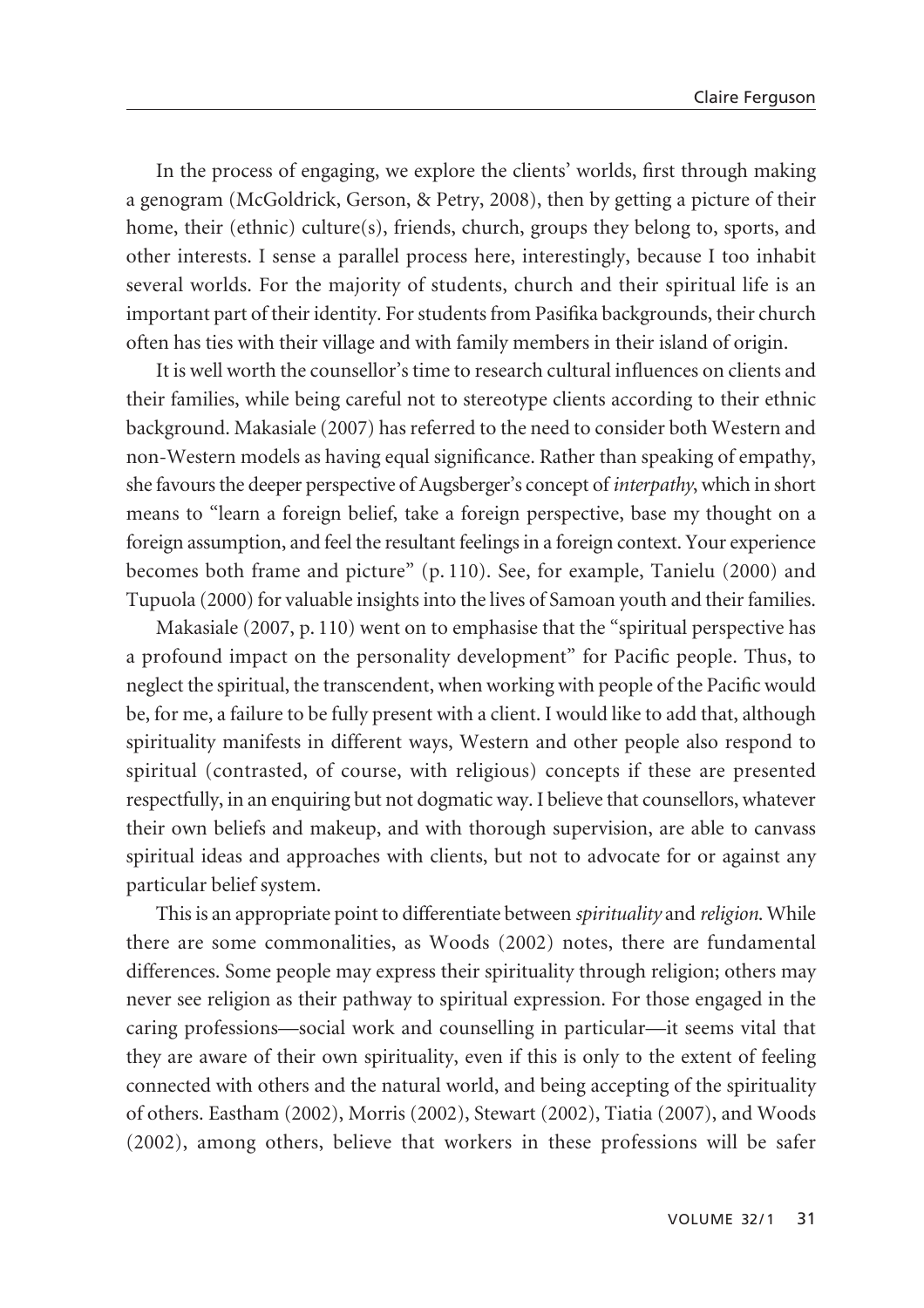In the process of engaging, we explore the clients' worlds, first through making a genogram (McGoldrick, Gerson, & Petry, 2008), then by getting a picture of their home, their (ethnic) culture(s), friends, church, groups they belong to, sports, and other interests. I sense a parallel process here, interestingly, because I too inhabit several worlds. For the majority of students, church and their spiritual life is an important part of their identity. For students from Pasifika backgrounds, their church often has ties with their village and with family members in their island of origin.

It is well worth the counsellor's time to research cultural influences on clients and their families, while being careful not to stereotype clients according to their ethnic background. Makasiale (2007) has referred to the need to consider both Western and non-Western models as having equal significance. Rather than speaking of empathy, she favours the deeper perspective of Augsberger's concept of *interpathy*, which in short means to "learn a foreign belief, take a foreign perspective, base my thought on a foreign assumption, and feel the resultant feelings in a foreign context. Your experience becomes both frame and picture" (p. 110). See, for example, Tanielu (2000) and Tupuola (2000) for valuable insights into the lives of Samoan youth and their families.

Makasiale (2007, p. 110) went on to emphasise that the "spiritual perspective has a profound impact on the personality development" for Pacific people. Thus, to neglect the spiritual, the transcendent, when working with people of the Pacific would be, for me, a failure to be fully present with a client. I would like to add that, although spirituality manifests in different ways, Western and other people also respond to spiritual (contrasted, of course, with religious) concepts if these are presented respectfully, in an enquiring but not dogmatic way. I believe that counsellors, whatever their own beliefs and makeup, and with thorough supervision, are able to canvass spiritual ideas and approaches with clients, but not to advocate for or against any particular belief system.

This is an appropriate point to differentiate between *spirituality* and *religion*. While there are some commonalities, as Woods (2002) notes, there are fundamental differences. Some people may express their spirituality through religion; others may never see religion as their pathway to spiritual expression. For those engaged in the caring professions—social work and counselling in particular—it seems vital that they are aware of their own spirituality, even if this is only to the extent of feeling connected with others and the natural world, and being accepting of the spirituality of others. Eastham (2002), Morris (2002), Stewart (2002), Tiatia (2007), and Woods (2002), among others, believe that workers in these professions will be safer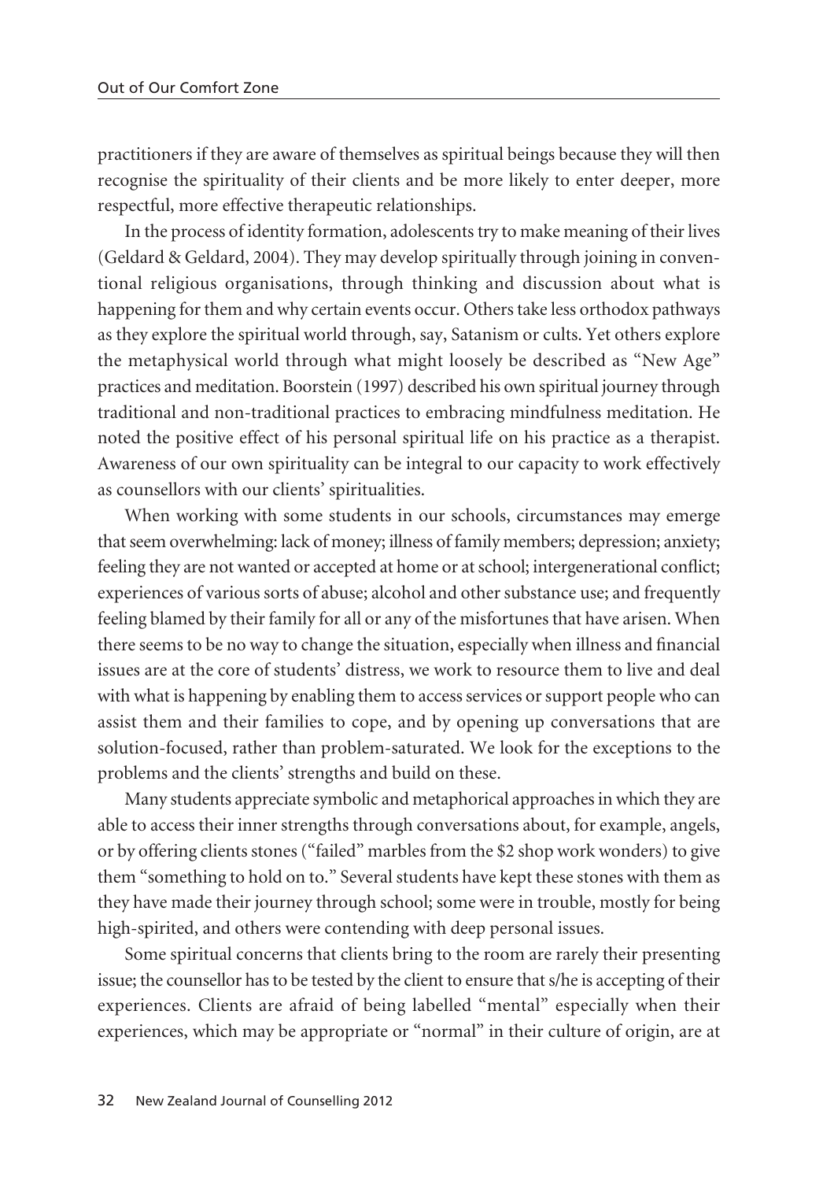practitioners if they are aware of themselves as spiritual beings because they will then recognise the spirituality of their clients and be more likely to enter deeper, more respectful, more effective therapeutic relationships.

In the process of identity formation, adolescents try to make meaning of their lives (Geldard & Geldard, 2004). They may develop spiritually through joining in conventional religious organisations, through thinking and discussion about what is happening for them and why certain events occur. Others take less orthodox pathways as they explore the spiritual world through, say, Satanism or cults. Yet others explore the metaphysical world through what might loosely be described as "New Age" practices and meditation. Boorstein (1997) described his own spiritual journey through traditional and non-traditional practices to embracing mindfulness meditation. He noted the positive effect of his personal spiritual life on his practice as a therapist. Awareness of our own spirituality can be integral to our capacity to work effectively as counsellors with our clients' spiritualities.

When working with some students in our schools, circumstances may emerge that seem overwhelming: lack of money; illness of family members; depression; anxiety; feeling they are not wanted or accepted at home or at school; intergenerational conflict; experiences of various sorts of abuse; alcohol and other substance use; and frequently feeling blamed by their family for all or any of the misfortunes that have arisen. When there seems to be no way to change the situation, especially when illness and financial issues are at the core of students' distress, we work to resource them to live and deal with what is happening by enabling them to access services or support people who can assist them and their families to cope, and by opening up conversations that are solution-focused, rather than problem-saturated. We look for the exceptions to the problems and the clients' strengths and build on these.

Many students appreciate symbolic and metaphorical approaches in which they are able to access their inner strengths through conversations about, for example, angels, or by offering clients stones ("failed" marbles from the $2 shop work wonders) to give them "something to hold on to." Several students have kept these stones with them as they have made their journey through school; some were in trouble, mostly for being high-spirited, and others were contending with deep personal issues.

Some spiritual concerns that clients bring to the room are rarely their presenting issue; the counsellor has to be tested by the client to ensure that s/he is accepting of their experiences. Clients are afraid of being labelled "mental" especially when their experiences, which may be appropriate or "normal" in their culture of origin, are at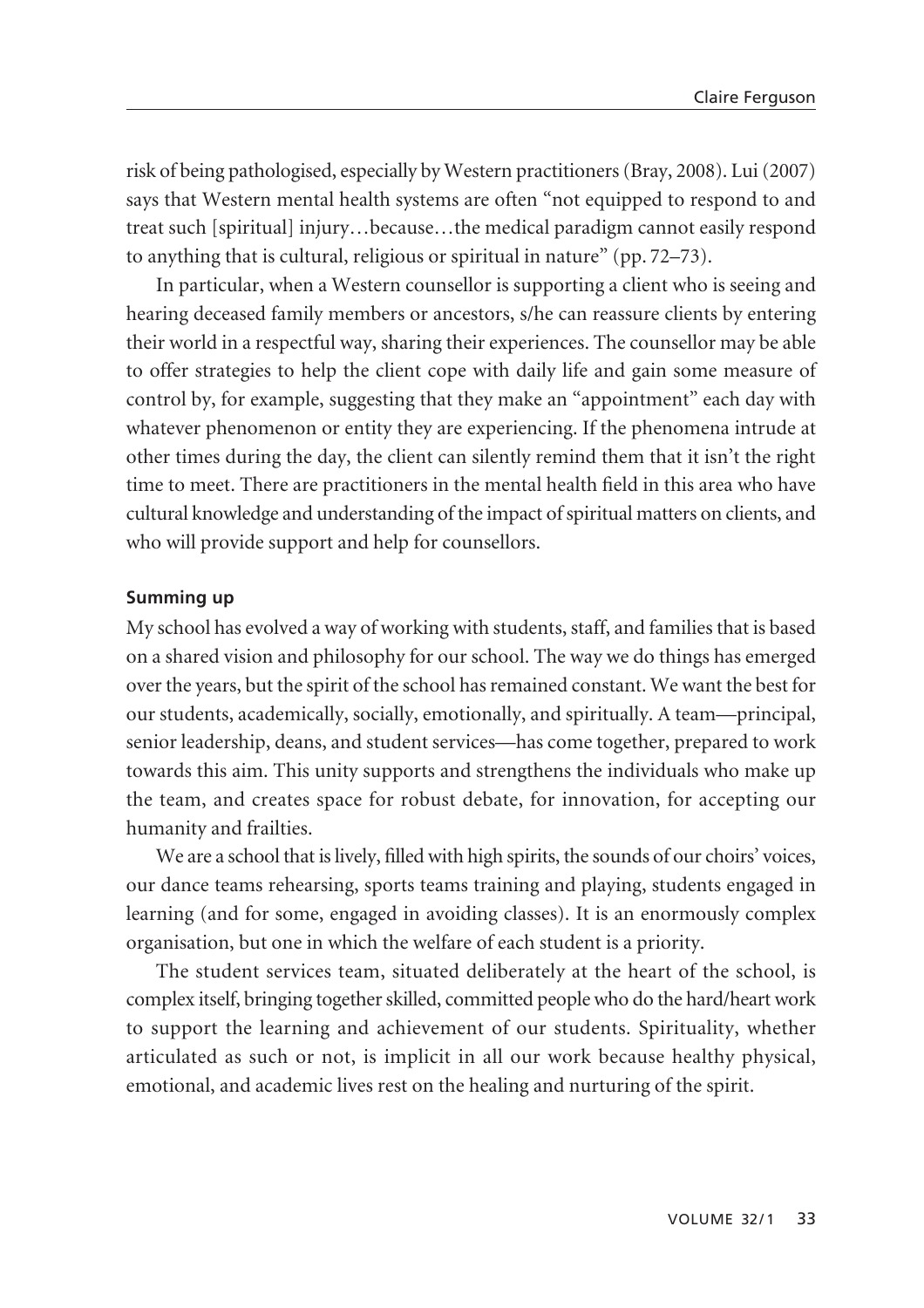risk of being pathologised, especially by Western practitioners (Bray, 2008). Lui (2007) says that Western mental health systems are often "not equipped to respond to and treat such [spiritual] injury…because…the medical paradigm cannot easily respond to anything that is cultural, religious or spiritual in nature" (pp. 72–73).

In particular, when a Western counsellor is supporting a client who is seeing and hearing deceased family members or ancestors, s/he can reassure clients by entering their world in a respectful way, sharing their experiences. The counsellor may be able to offer strategies to help the client cope with daily life and gain some measure of control by, for example, suggesting that they make an "appointment" each day with whatever phenomenon or entity they are experiencing. If the phenomena intrude at other times during the day, the client can silently remind them that it isn't the right time to meet. There are practitioners in the mental health field in this area who have cultural knowledge and understanding of the impact of spiritual matters on clients, and who will provide support and help for counsellors.

**Summing up**

My school has evolved a way of working with students, staff, and families that is based on a shared vision and philosophy for our school. The way we do things has emerged over the years, but the spirit of the school has remained constant. We want the best for our students, academically, socially, emotionally, and spiritually. A team—principal, senior leadership, deans, and student services—has come together, prepared to work towards this aim. This unity supports and strengthens the individuals who make up the team, and creates space for robust debate, for innovation, for accepting our humanity and frailties.

We are a school that is lively, filled with high spirits, the sounds of our choirs' voices, our dance teams rehearsing, sports teams training and playing, students engaged in learning (and for some, engaged in avoiding classes). It is an enormously complex organisation, but one in which the welfare of each student is a priority.

The student services team, situated deliberately at the heart of the school, is complex itself, bringing together skilled, committed people who do the hard/heart work to support the learning and achievement of our students. Spirituality, whether articulated as such or not, is implicit in all our work because healthy physical, emotional, and academic lives rest on the healing and nurturing of the spirit.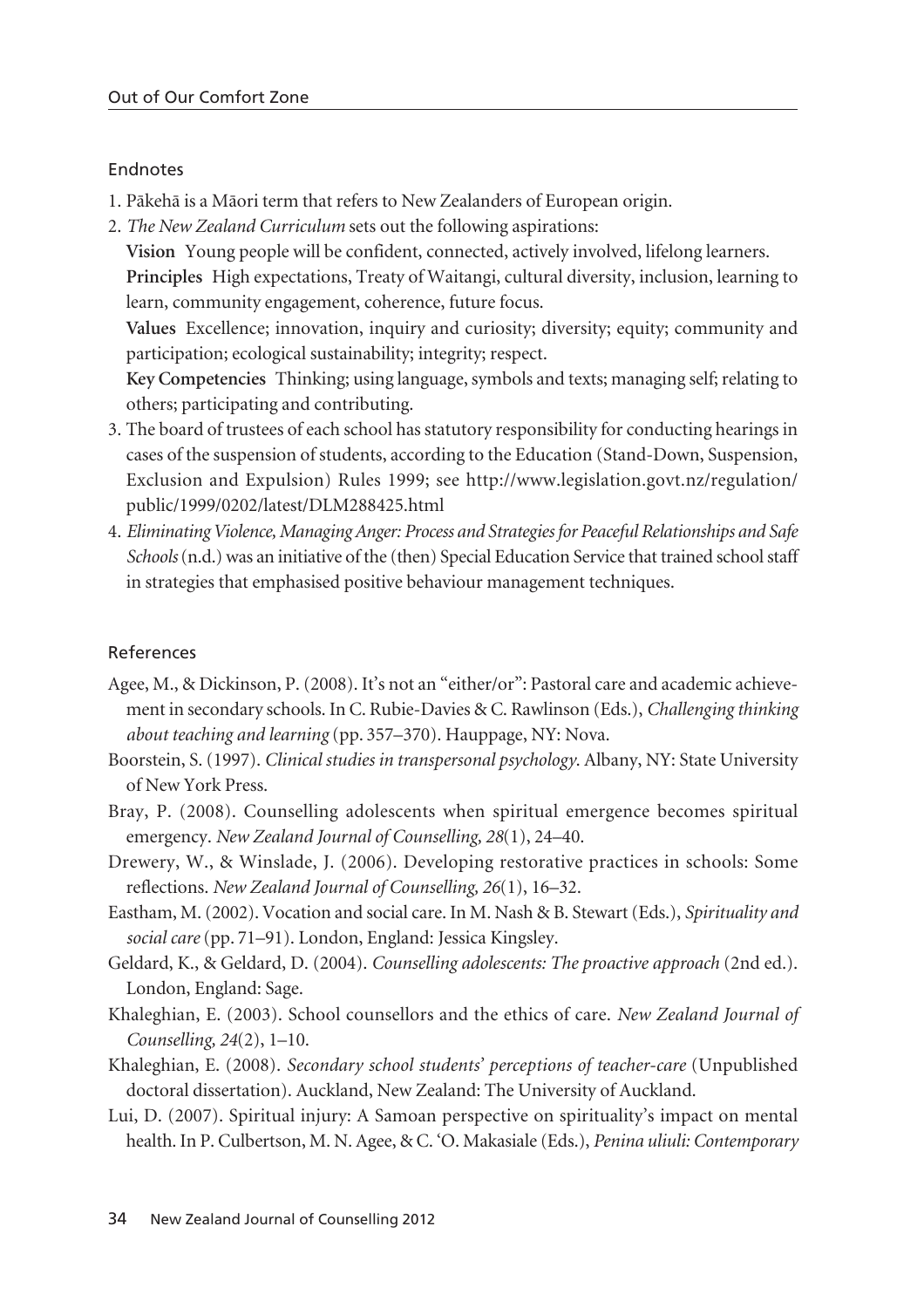## Endnotes

1. Pākehā is a Māori term that refers to New Zealanders of European origin.
2. *The New Zealand Curriculum* sets out the following aspirations:

   **Vision** Young people will be confident, connected, actively involved, lifelong learners.

   **Principles** High expectations, Treaty of Waitangi, cultural diversity, inclusion, learning to learn, community engagement, coherence, future focus.

   **Values** Excellence; innovation, inquiry and curiosity; diversity; equity; community and participation; ecological sustainability; integrity; respect.

   **Key Competencies** Thinking; using language, symbols and texts; managing self; relating to others; participating and contributing.
3. The board of trustees of each school has statutory responsibility for conducting hearings in cases of the suspension of students, according to the Education (Stand-Down, Suspension, Exclusion and Expulsion) Rules 1999; see http://www.legislation.govt.nz/regulation/public/1999/0202/latest/DLM288425.html
4. *Eliminating Violence, Managing Anger: Process and Strategies for Peaceful Relationships and Safe Schools* (n.d.) was an initiative of the (then) Special Education Service that trained school staff in strategies that emphasised positive behaviour management techniques.

## References

Agee, M., & Dickinson, P. (2008). It's not an "either/or": Pastoral care and academic achievement in secondary schools. In C. Rubie-Davies & C. Rawlinson (Eds.), *Challenging thinking about teaching and learning* (pp. 357–370). Hauppage, NY: Nova.

Boorstein, S. (1997). *Clinical studies in transpersonal psychology*. Albany, NY: State University of New York Press.

Bray, P. (2008). Counselling adolescents when spiritual emergence becomes spiritual emergency. *New Zealand Journal of Counselling, 28*(1), 24–40.

Drewery, W., & Winslade, J. (2006). Developing restorative practices in schools: Some reflections. *New Zealand Journal of Counselling, 26*(1), 16–32.

Eastham, M. (2002). Vocation and social care. In M. Nash & B. Stewart (Eds.), *Spirituality and social care* (pp. 71–91). London, England: Jessica Kingsley.

Geldard, K., & Geldard, D. (2004). *Counselling adolescents: The proactive approach* (2nd ed.). London, England: Sage.

Khaleghian, E. (2003). School counsellors and the ethics of care. *New Zealand Journal of Counselling, 24*(2), 1–10.

Khaleghian, E. (2008). *Secondary school students' perceptions of teacher-care* (Unpublished doctoral dissertation). Auckland, New Zealand: The University of Auckland.

Lui, D. (2007). Spiritual injury: A Samoan perspective on spirituality's impact on mental health. In P. Culbertson, M. N. Agee, & C. 'O. Makasiale (Eds.), *Penina uliuli: Contemporary*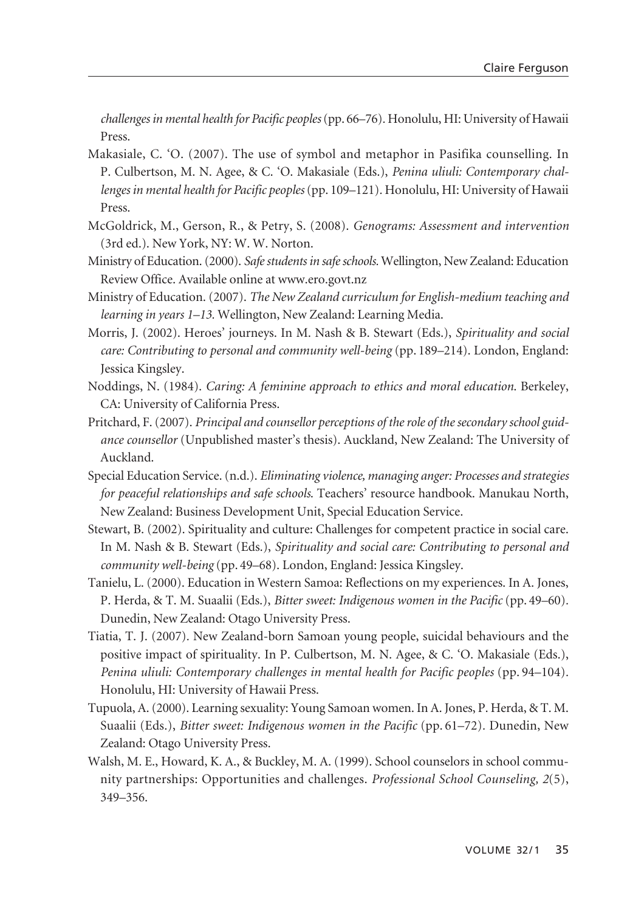*challenges in mental health for Pacific peoples* (pp. 66–76). Honolulu, HI: University of Hawaii Press.

Makasiale, C. 'O. (2007). The use of symbol and metaphor in Pasifika counselling. In P. Culbertson, M. N. Agee, & C. 'O. Makasiale (Eds.), *Penina uliuli: Contemporary challenges in mental health for Pacific peoples* (pp. 109–121). Honolulu, HI: University of Hawaii Press.

McGoldrick, M., Gerson, R., & Petry, S. (2008). *Genograms: Assessment and intervention* (3rd ed.). New York, NY: W. W. Norton.

Ministry of Education. (2000). *Safe students in safe schools.* Wellington, New Zealand: Education Review Office. Available online at www.ero.govt.nz

Ministry of Education. (2007). *The New Zealand curriculum for English-medium teaching and learning in years 1–13.* Wellington, New Zealand: Learning Media.

Morris, J. (2002). Heroes' journeys. In M. Nash & B. Stewart (Eds.), *Spirituality and social care: Contributing to personal and community well-being* (pp. 189–214). London, England: Jessica Kingsley.

Noddings, N. (1984). *Caring: A feminine approach to ethics and moral education.* Berkeley, CA: University of California Press.

Pritchard, F. (2007). *Principal and counsellor perceptions of the role of the secondary school guidance counsellor* (Unpublished master's thesis). Auckland, New Zealand: The University of Auckland.

Special Education Service. (n.d.). *Eliminating violence, managing anger: Processes and strategies for peaceful relationships and safe schools.* Teachers' resource handbook. Manukau North, New Zealand: Business Development Unit, Special Education Service.

Stewart, B. (2002). Spirituality and culture: Challenges for competent practice in social care. In M. Nash & B. Stewart (Eds.), *Spirituality and social care: Contributing to personal and community well-being* (pp. 49–68). London, England: Jessica Kingsley.

Tanielu, L. (2000). Education in Western Samoa: Reflections on my experiences. In A. Jones, P. Herda, & T. M. Suaalii (Eds.), *Bitter sweet: Indigenous women in the Pacific* (pp. 49–60). Dunedin, New Zealand: Otago University Press.

Tiatia, T. J. (2007). New Zealand-born Samoan young people, suicidal behaviours and the positive impact of spirituality. In P. Culbertson, M. N. Agee, & C. 'O. Makasiale (Eds.), *Penina uliuli: Contemporary challenges in mental health for Pacific peoples* (pp. 94–104). Honolulu, HI: University of Hawaii Press.

Tupuola, A. (2000). Learning sexuality: Young Samoan women. In A. Jones, P. Herda, & T. M. Suaalii (Eds.), *Bitter sweet: Indigenous women in the Pacific* (pp. 61–72). Dunedin, New Zealand: Otago University Press.

Walsh, M. E., Howard, K. A., & Buckley, M. A. (1999). School counselors in school community partnerships: Opportunities and challenges. *Professional School Counseling, 2*(5), 349–356.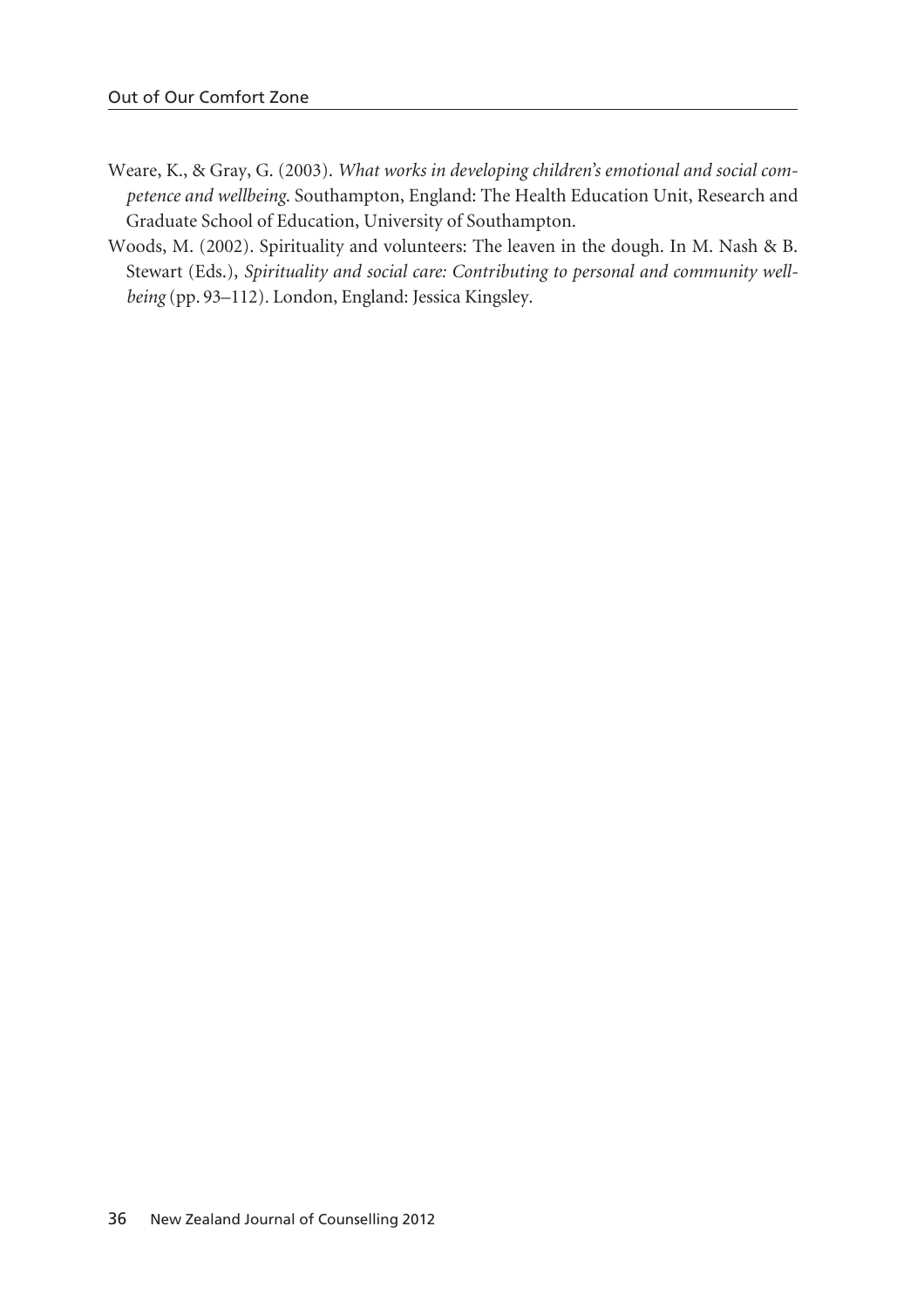Weare, K., & Gray, G. (2003). *What works in developing children's emotional and social competence and wellbeing*. Southampton, England: The Health Education Unit, Research and Graduate School of Education, University of Southampton.

Woods, M. (2002). Spirituality and volunteers: The leaven in the dough. In M. Nash & B. Stewart (Eds.), *Spirituality and social care: Contributing to personal and community well-being* (pp. 93–112). London, England: Jessica Kingsley.